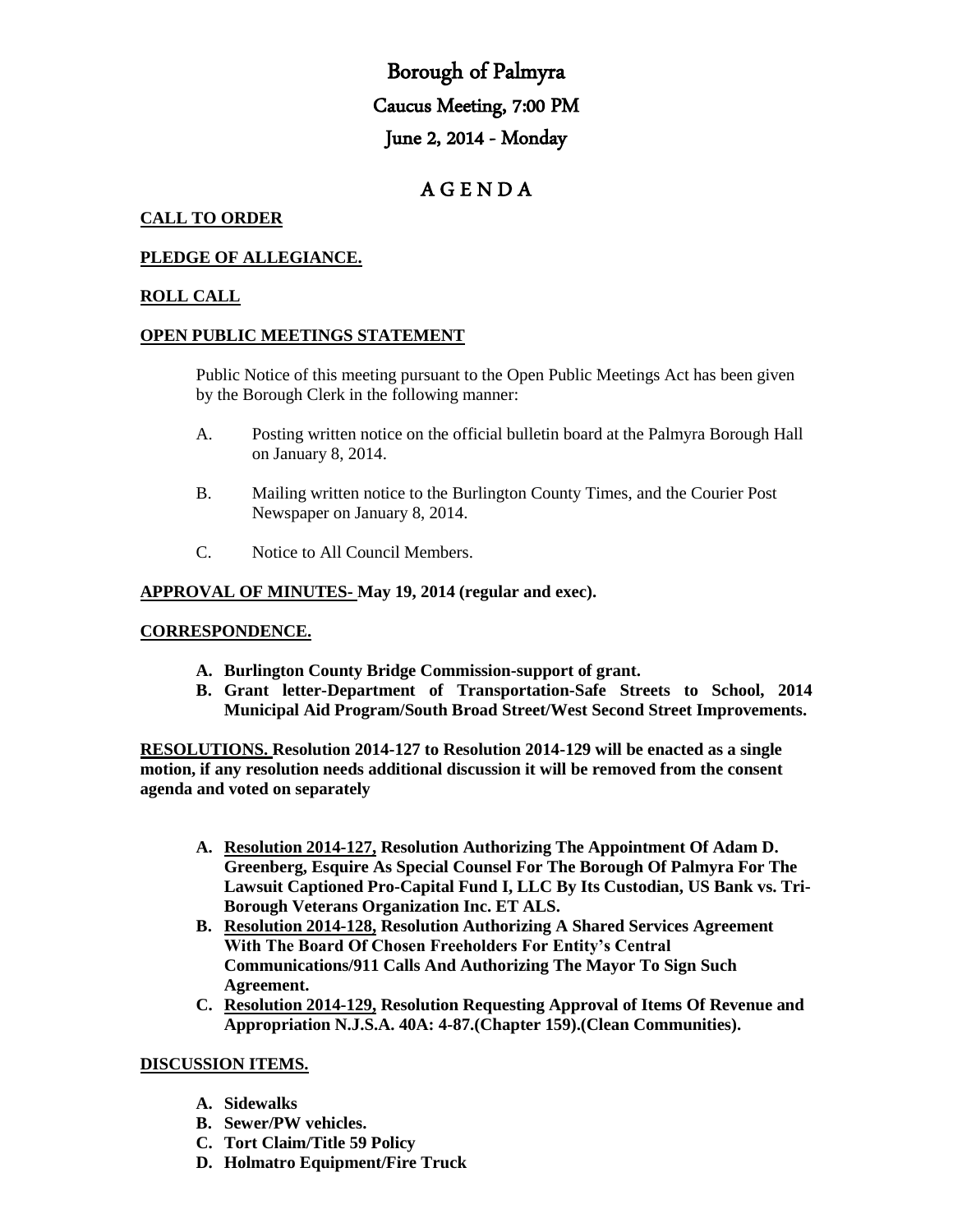# Borough of Palmyra

## Caucus Meeting, 7:00 PM

## June 2, 2014 - Monday

## A G E N D A

**CALL TO ORDER**

**PLEDGE OF ALLEGIANCE.**

**ROLL CALL**

**OPEN PUBLIC MEETINGS STATEMENT**

Public Notice of this meeting pursuant to the Open Public Meetings Act has been given by the Borough Clerk in the following manner:

A. Posting written notice on the official bulletin board at the Palmyra Borough Hall on January 8, 2014.

B. Mailing written notice to the Burlington County Times, and the Courier Post Newspaper on January 8, 2014.

C. Notice to All Council Members.

**APPROVAL OF MINUTES- May 19, 2014 (regular and exec).**

**CORRESPONDENCE.**

- **A. Burlington County Bridge Commission-support of grant.**
- **B. Grant letter-Department of Transportation-Safe Streets to School, 2014 Municipal Aid Program/South Broad Street/West Second Street Improvements.**

**RESOLUTIONS. Resolution 2014-127 to Resolution 2014-129 will be enacted as a single motion, if any resolution needs additional discussion it will be removed from the consent agenda and voted on separately**

- **A. Resolution 2014-127, Resolution Authorizing The Appointment Of Adam D. Greenberg, Esquire As Special Counsel For The Borough Of Palmyra For The Lawsuit Captioned Pro-Capital Fund I, LLC By Its Custodian, US Bank vs. Tri-Borough Veterans Organization Inc. ET ALS.**
- **B. Resolution 2014-128, Resolution Authorizing A Shared Services Agreement With The Board Of Chosen Freeholders For Entity's Central Communications/911 Calls And Authorizing The Mayor To Sign Such Agreement.**
- **C. Resolution 2014-129, Resolution Requesting Approval of Items Of Revenue and Appropriation N.J.S.A. 40A: 4-87.(Chapter 159).(Clean Communities).**

**DISCUSSION ITEMS.**

- **A. Sidewalks**
- **B. Sewer/PW vehicles.**
- **C. Tort Claim/Title 59 Policy**
- **D. Holmatro Equipment/Fire Truck**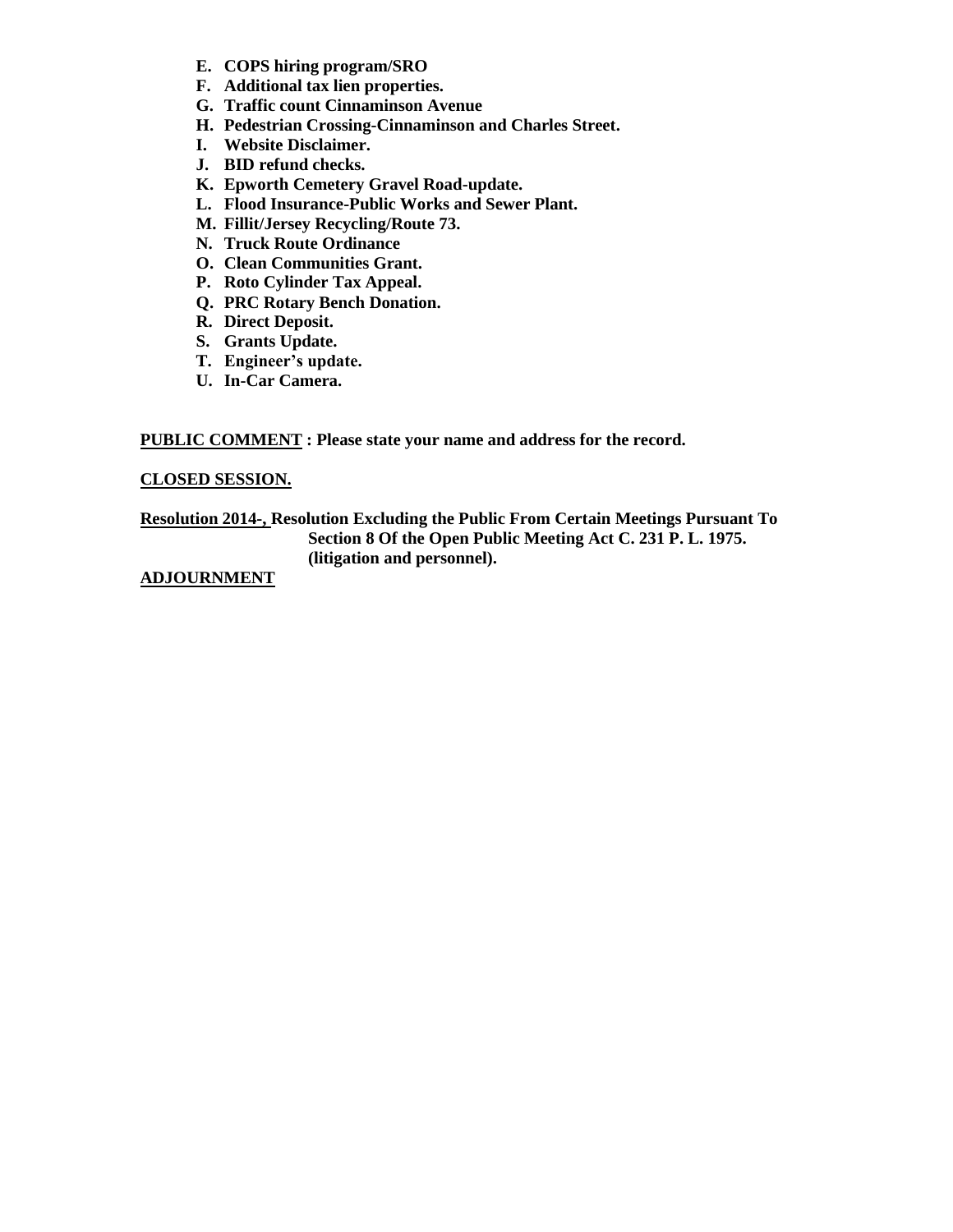- **E. COPS hiring program/SRO**
- **F. Additional tax lien properties.**
- **G. Traffic count Cinnaminson Avenue**
- **H. Pedestrian Crossing-Cinnaminson and Charles Street.**
- **I. Website Disclaimer.**
- **J. BID refund checks.**
- **K. Epworth Cemetery Gravel Road-update.**
- **L. Flood Insurance-Public Works and Sewer Plant.**
- **M. Fillit/Jersey Recycling/Route 73.**
- **N. Truck Route Ordinance**
- **O. Clean Communities Grant.**
- **P. Roto Cylinder Tax Appeal.**
- **Q. PRC Rotary Bench Donation.**
- **R. Direct Deposit.**
- **S. Grants Update.**
- **T. Engineer's update.**
- **U. In-Car Camera.**

**PUBLIC COMMENT : Please state your name and address for the record.**

**CLOSED SESSION.**

**Resolution 2014-, Resolution Excluding the Public From Certain Meetings Pursuant To Section 8 Of the Open Public Meeting Act C. 231 P. L. 1975. (litigation and personnel).**

**ADJOURNMENT**